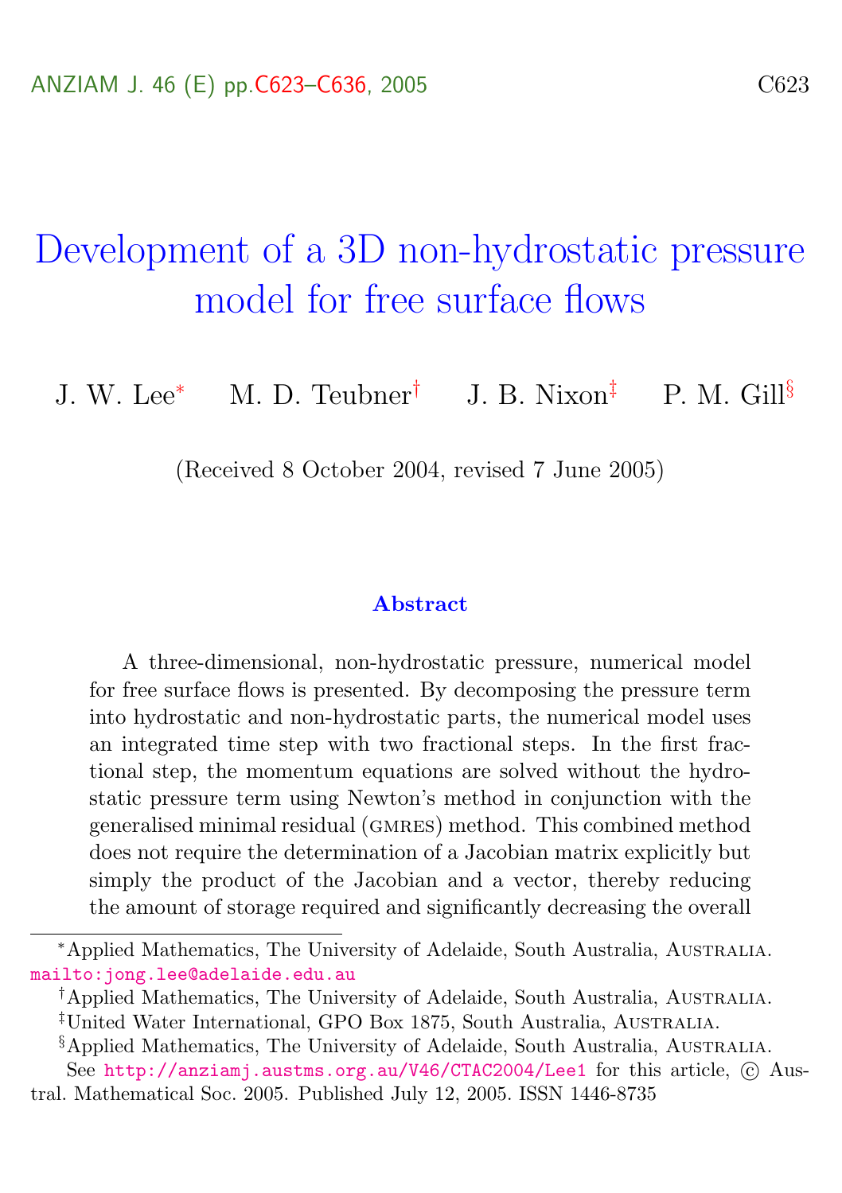# Development of a 3D non-hydrostatic pressure model for free surface flows

J. W. Lee[*] M. D. Teubner[†] J. B. Nixon[‡] P. M. Gill[§]

(Received 8 October 2004, revised 7 June 2005)

## Abstract

A three-dimensional, non-hydrostatic pressure, numerical model for free surface flows is presented. By decomposing the pressure term into hydrostatic and non-hydrostatic parts, the numerical model uses an integrated time step with two fractional steps. In the first fractional step, the momentum equations are solved without the hydrostatic pressure term using Newton's method in conjunction with the generalised minimal residual (GMRES) method. This combined method does not require the determination of a Jacobian matrix explicitly but simply the product of the Jacobian and a vector, thereby reducing the amount of storage required and significantly decreasing the overall

---

[*] Applied Mathematics, The University of Adelaide, South Australia, Australia. mailto:jong.lee@adelaide.edu.au

[†] Applied Mathematics, The University of Adelaide, South Australia, Australia.

[‡] United Water International, GPO Box 1875, South Australia, Australia.

[§] Applied Mathematics, The University of Adelaide, South Australia, Australia.

See http://anziamj.austms.org.au/V46/CTAC2004/Lee1 for this article, © Austral. Mathematical Soc. 2005. Published July 12, 2005. ISSN 1446-8735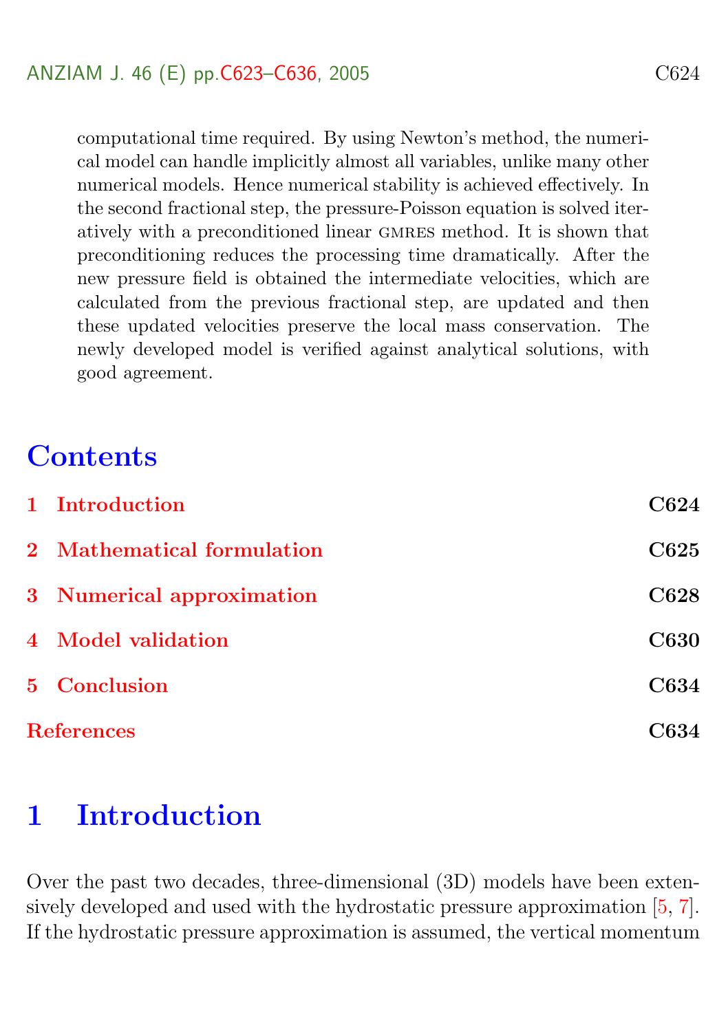computational time required. By using Newton's method, the numerical model can handle implicitly almost all variables, unlike many other numerical models. Hence numerical stability is achieved effectively. In the second fractional step, the pressure-Poisson equation is solved iteratively with a preconditioned linear GMRES method. It is shown that preconditioning reduces the processing time dramatically. After the new pressure field is obtained the intermediate velocities, which are calculated from the previous fractional step, are updated and then these updated velocities preserve the local mass conservation. The newly developed model is verified against analytical solutions, with good agreement.

# Contents

| | |
|---|---|
| **1 Introduction** | **C624** |
| **2 Mathematical formulation** | **C625** |
| **3 Numerical approximation** | **C628** |
| **4 Model validation** | **C630** |
| **5 Conclusion** | **C634** |
| **References** | **C634** |

# 1 Introduction

Over the past two decades, three-dimensional (3D) models have been extensively developed and used with the hydrostatic pressure approximation [5, 7]. If the hydrostatic pressure approximation is assumed, the vertical momentum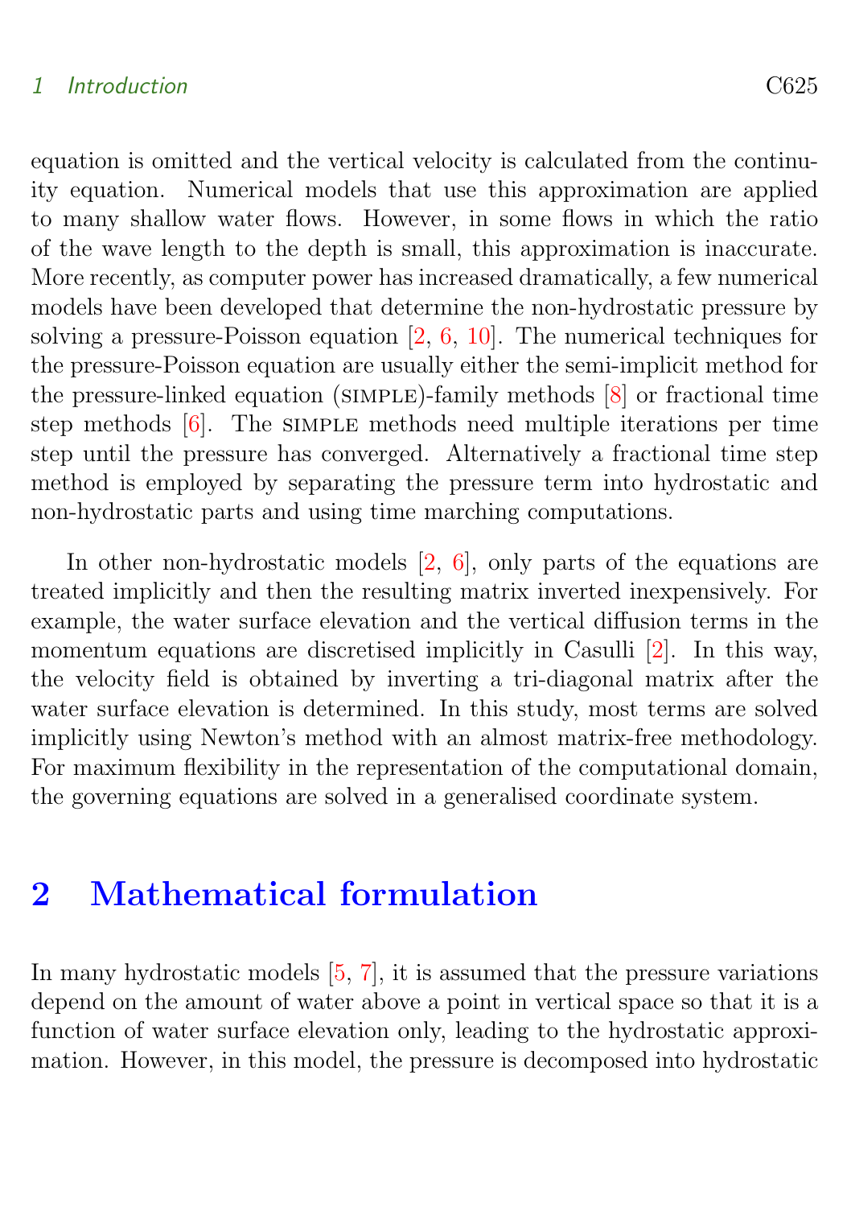equation is omitted and the vertical velocity is calculated from the continuity equation. Numerical models that use this approximation are applied to many shallow water flows. However, in some flows in which the ratio of the wave length to the depth is small, this approximation is inaccurate. More recently, as computer power has increased dramatically, a few numerical models have been developed that determine the non-hydrostatic pressure by solving a pressure-Poisson equation [2, 6, 10]. The numerical techniques for the pressure-Poisson equation are usually either the semi-implicit method for the pressure-linked equation (SIMPLE)-family methods [8] or fractional time step methods [6]. The SIMPLE methods need multiple iterations per time step until the pressure has converged. Alternatively a fractional time step method is employed by separating the pressure term into hydrostatic and non-hydrostatic parts and using time marching computations.

In other non-hydrostatic models [2, 6], only parts of the equations are treated implicitly and then the resulting matrix inverted inexpensively. For example, the water surface elevation and the vertical diffusion terms in the momentum equations are discretised implicitly in Casulli [2]. In this way, the velocity field is obtained by inverting a tri-diagonal matrix after the water surface elevation is determined. In this study, most terms are solved implicitly using Newton's method with an almost matrix-free methodology. For maximum flexibility in the representation of the computational domain, the governing equations are solved in a generalised coordinate system.

## 2 Mathematical formulation

In many hydrostatic models [5, 7], it is assumed that the pressure variations depend on the amount of water above a point in vertical space so that it is a function of water surface elevation only, leading to the hydrostatic approximation. However, in this model, the pressure is decomposed into hydrostatic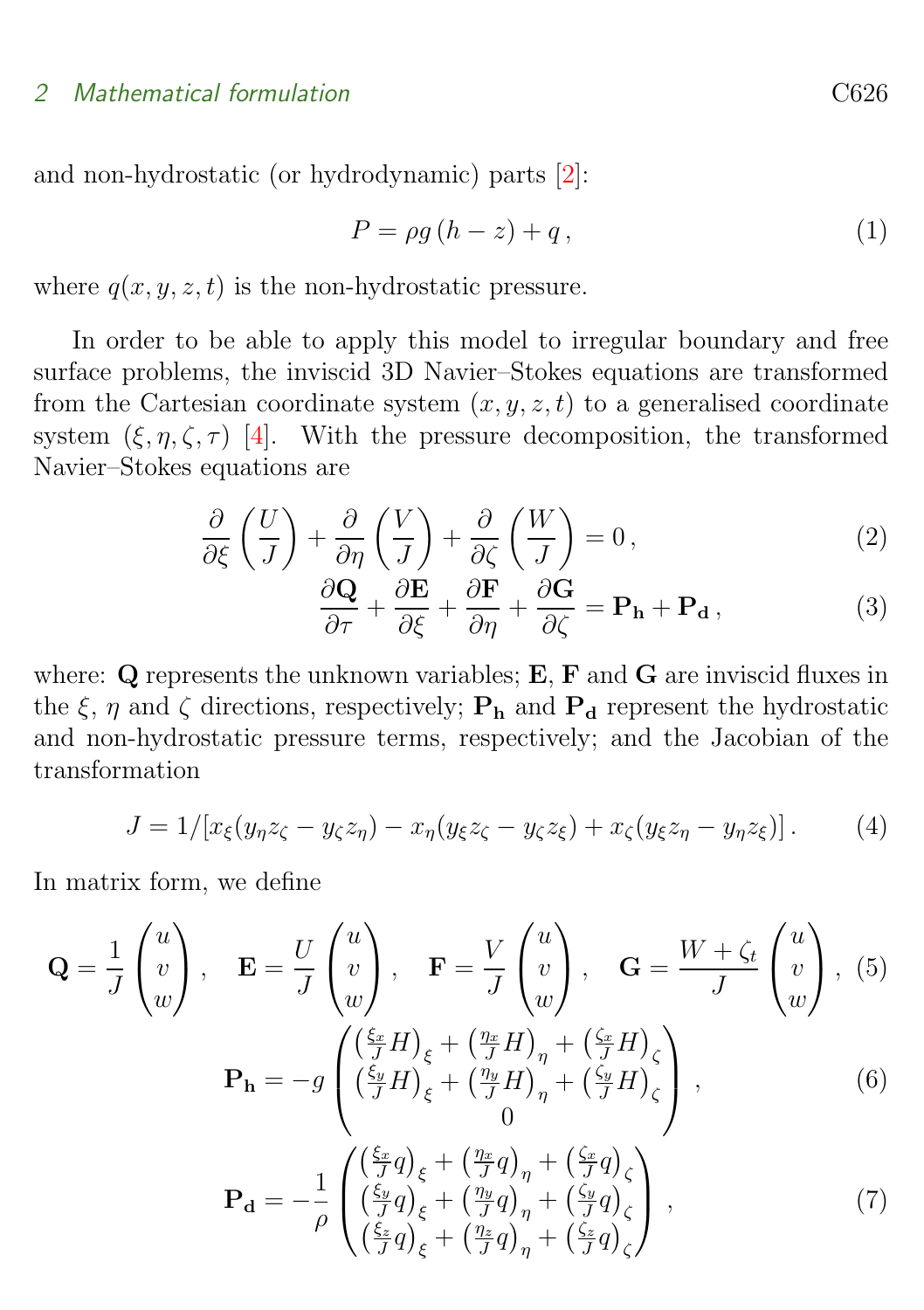and non-hydrostatic (or hydrodynamic) parts [2]:

$$P = \rho g \left( h - z \right) + q \,, \tag{1}$$

where $q(x, y, z, t)$ is the non-hydrostatic pressure.

In order to be able to apply this model to irregular boundary and free surface problems, the inviscid 3D Navier–Stokes equations are transformed from the Cartesian coordinate system $(x, y, z, t)$ to a generalised coordinate system $(\xi, \eta, \zeta, \tau)$ [4]. With the pressure decomposition, the transformed Navier–Stokes equations are

$$\frac{\partial}{\partial \xi}\left(\frac{U}{J}\right) + \frac{\partial}{\partial \eta}\left(\frac{V}{J}\right) + \frac{\partial}{\partial \zeta}\left(\frac{W}{J}\right) = 0 \,, \tag{2}$$

$$\frac{\partial \mathbf{Q}}{\partial \tau} + \frac{\partial \mathbf{E}}{\partial \xi} + \frac{\partial \mathbf{F}}{\partial \eta} + \frac{\partial \mathbf{G}}{\partial \zeta} = \mathbf{P_h} + \mathbf{P_d} \,, \tag{3}$$

where: $\mathbf{Q}$ represents the unknown variables; $\mathbf{E}$, $\mathbf{F}$ and $\mathbf{G}$ are inviscid fluxes in the $\xi$, $\eta$ and $\zeta$ directions, respectively; $\mathbf{P_h}$ and $\mathbf{P_d}$ represent the hydrostatic and non-hydrostatic pressure terms, respectively; and the Jacobian of the transformation

$$J = 1/[x_\xi(y_\eta z_\zeta - y_\zeta z_\eta) - x_\eta(y_\xi z_\zeta - y_\zeta z_\xi) + x_\zeta(y_\xi z_\eta - y_\eta z_\xi)] \,. \tag{4}$$

In matrix form, we define

$$\mathbf{Q} = \frac{1}{J}\begin{pmatrix} u \\ v \\ w \end{pmatrix}, \quad \mathbf{E} = \frac{U}{J}\begin{pmatrix} u \\ v \\ w \end{pmatrix}, \quad \mathbf{F} = \frac{V}{J}\begin{pmatrix} u \\ v \\ w \end{pmatrix}, \quad \mathbf{G} = \frac{W + \zeta_t}{J}\begin{pmatrix} u \\ v \\ w \end{pmatrix}, \tag{5}$$

$$\mathbf{P_h} = -g \begin{pmatrix} \left(\frac{\xi_x}{J}H\right)_\xi + \left(\frac{\eta_x}{J}H\right)_\eta + \left(\frac{\zeta_x}{J}H\right)_\zeta \\ \left(\frac{\xi_y}{J}H\right)_\xi + \left(\frac{\eta_y}{J}H\right)_\eta + \left(\frac{\zeta_y}{J}H\right)_\zeta \\ 0 \end{pmatrix}, \tag{6}$$

$$\mathbf{P_d} = -\frac{1}{\rho} \begin{pmatrix} \left(\frac{\xi_x}{J}q\right)_\xi + \left(\frac{\eta_x}{J}q\right)_\eta + \left(\frac{\zeta_x}{J}q\right)_\zeta \\ \left(\frac{\xi_y}{J}q\right)_\xi + \left(\frac{\eta_y}{J}q\right)_\eta + \left(\frac{\zeta_y}{J}q\right)_\zeta \\ \left(\frac{\xi_z}{J}q\right)_\xi + \left(\frac{\eta_z}{J}q\right)_\eta + \left(\frac{\zeta_z}{J}q\right)_\zeta \end{pmatrix}, \tag{7}$$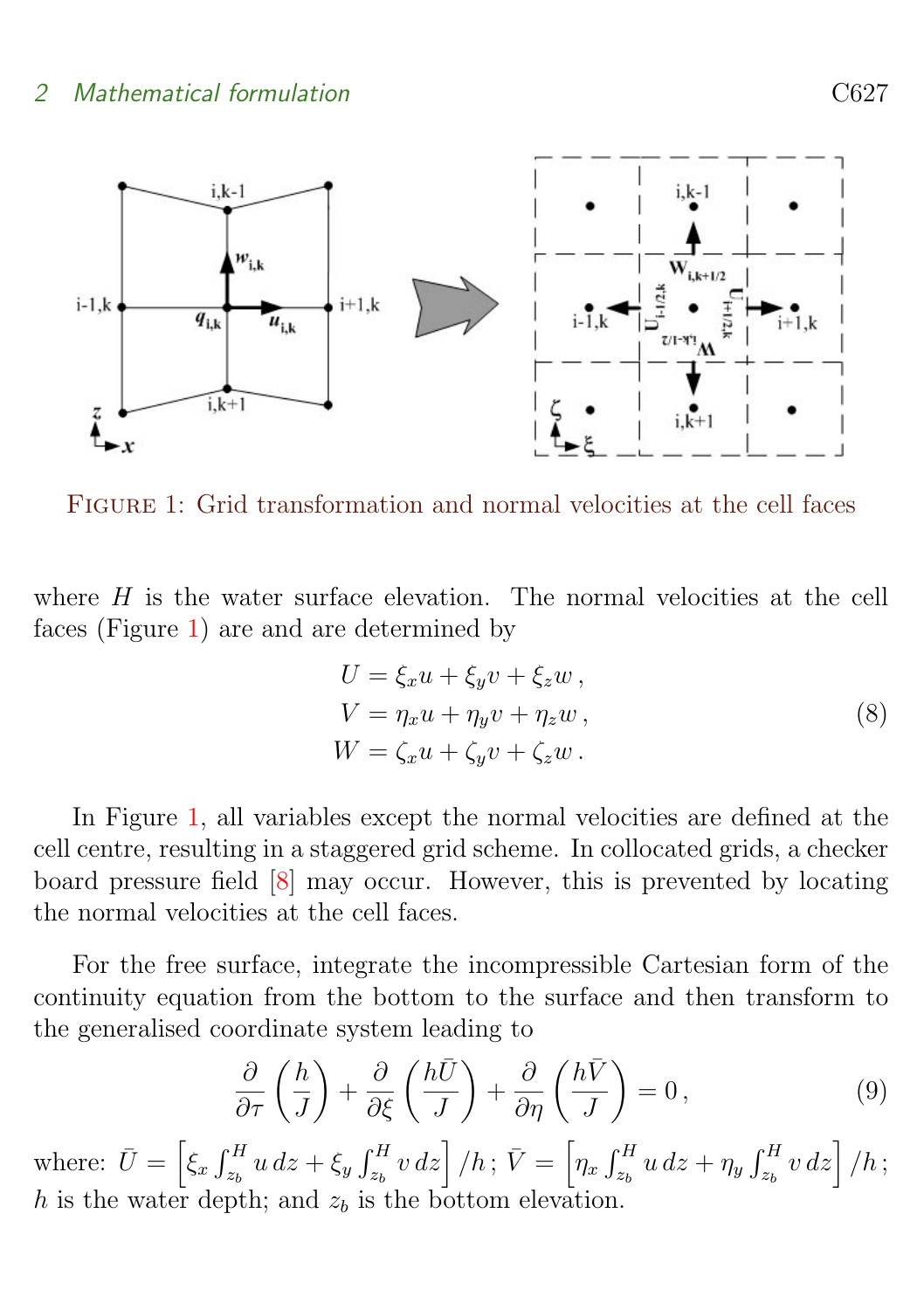FIGURE 1: Grid transformation and normal velocities at the cell faces

where $H$ is the water surface elevation. The normal velocities at the cell faces (Figure 1) are and are determined by

$$
\begin{aligned}
U &= \xi_x u + \xi_y v + \xi_z w\,, \\
V &= \eta_x u + \eta_y v + \eta_z w\,, \\
W &= \zeta_x u + \zeta_y v + \zeta_z w\,.
\end{aligned}
\tag{8}
$$

In Figure 1, all variables except the normal velocities are defined at the cell centre, resulting in a staggered grid scheme. In collocated grids, a checker board pressure field [8] may occur. However, this is prevented by locating the normal velocities at the cell faces.

For the free surface, integrate the incompressible Cartesian form of the continuity equation from the bottom to the surface and then transform to the generalised coordinate system leading to

$$
\frac{\partial}{\partial \tau}\left(\frac{h}{J}\right) + \frac{\partial}{\partial \xi}\left(\frac{h\bar{U}}{J}\right) + \frac{\partial}{\partial \eta}\left(\frac{h\bar{V}}{J}\right) = 0\,,
\tag{9}
$$

where: $\bar{U} = \left[\xi_x \int_{z_b}^{H} u\,dz + \xi_y \int_{z_b}^{H} v\,dz\right]/h$ ; $\bar{V} = \left[\eta_x \int_{z_b}^{H} u\,dz + \eta_y \int_{z_b}^{H} v\,dz\right]/h$ ; $h$ is the water depth; and $z_b$ is the bottom elevation.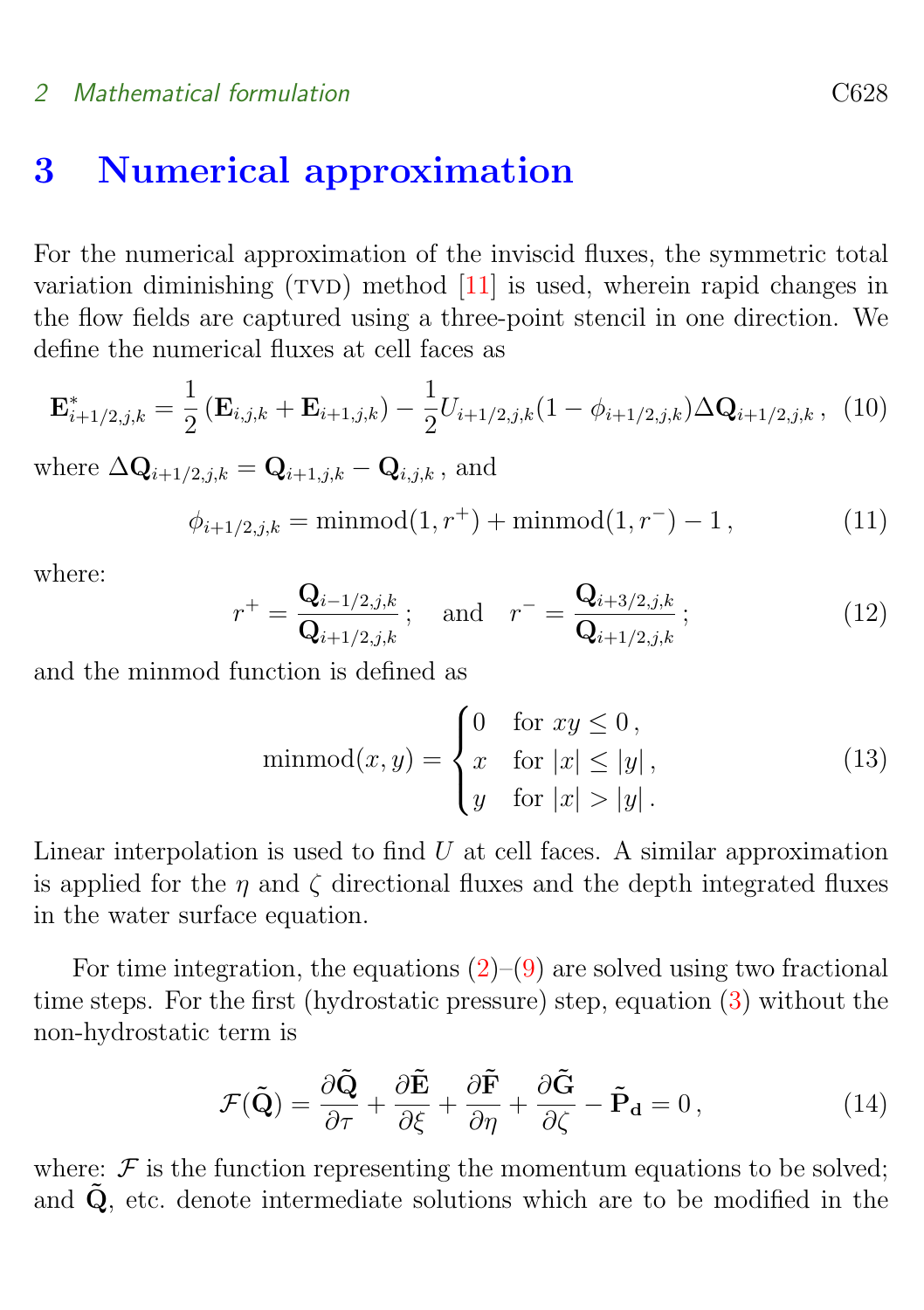# 3 Numerical approximation

For the numerical approximation of the inviscid fluxes, the symmetric total variation diminishing (TVD) method [11] is used, wherein rapid changes in the flow fields are captured using a three-point stencil in one direction. We define the numerical fluxes at cell faces as

$$\mathbf{E}^*_{i+1/2,j,k} = \frac{1}{2}\left(\mathbf{E}_{i,j,k} + \mathbf{E}_{i+1,j,k}\right) - \frac{1}{2} U_{i+1/2,j,k}(1 - \phi_{i+1/2,j,k}) \Delta\mathbf{Q}_{i+1/2,j,k}\,, \quad (10)$$

where $\Delta\mathbf{Q}_{i+1/2,j,k} = \mathbf{Q}_{i+1,j,k} - \mathbf{Q}_{i,j,k}$ , and

$$\phi_{i+1/2,j,k} = \operatorname{minmod}(1, r^+) + \operatorname{minmod}(1, r^-) - 1\,, \quad (11)$$

where:

$$r^+ = \frac{\mathbf{Q}_{i-1/2,j,k}}{\mathbf{Q}_{i+1/2,j,k}}\,; \quad \text{and} \quad r^- = \frac{\mathbf{Q}_{i+3/2,j,k}}{\mathbf{Q}_{i+1/2,j,k}}\,; \quad (12)$$

and the minmod function is defined as

$$\operatorname{minmod}(x, y) = \begin{cases} 0 & \text{for } xy \le 0\,, \\ x & \text{for } |x| \le |y|\,, \\ y & \text{for } |x| > |y|\,. \end{cases} \quad (13)$$

Linear interpolation is used to find $U$ at cell faces. A similar approximation is applied for the $\eta$ and $\zeta$ directional fluxes and the depth integrated fluxes in the water surface equation.

For time integration, the equations (2)–(9) are solved using two fractional time steps. For the first (hydrostatic pressure) step, equation (3) without the non-hydrostatic term is

$$\mathcal{F}(\tilde{\mathbf{Q}}) = \frac{\partial \tilde{\mathbf{Q}}}{\partial \tau} + \frac{\partial \tilde{\mathbf{E}}}{\partial \xi} + \frac{\partial \tilde{\mathbf{F}}}{\partial \eta} + \frac{\partial \tilde{\mathbf{G}}}{\partial \zeta} - \tilde{\mathbf{P}}_{\mathbf{d}} = 0\,, \quad (14)$$

where: $\mathcal{F}$ is the function representing the momentum equations to be solved; and $\tilde{\mathbf{Q}}$, etc. denote intermediate solutions which are to be modified in the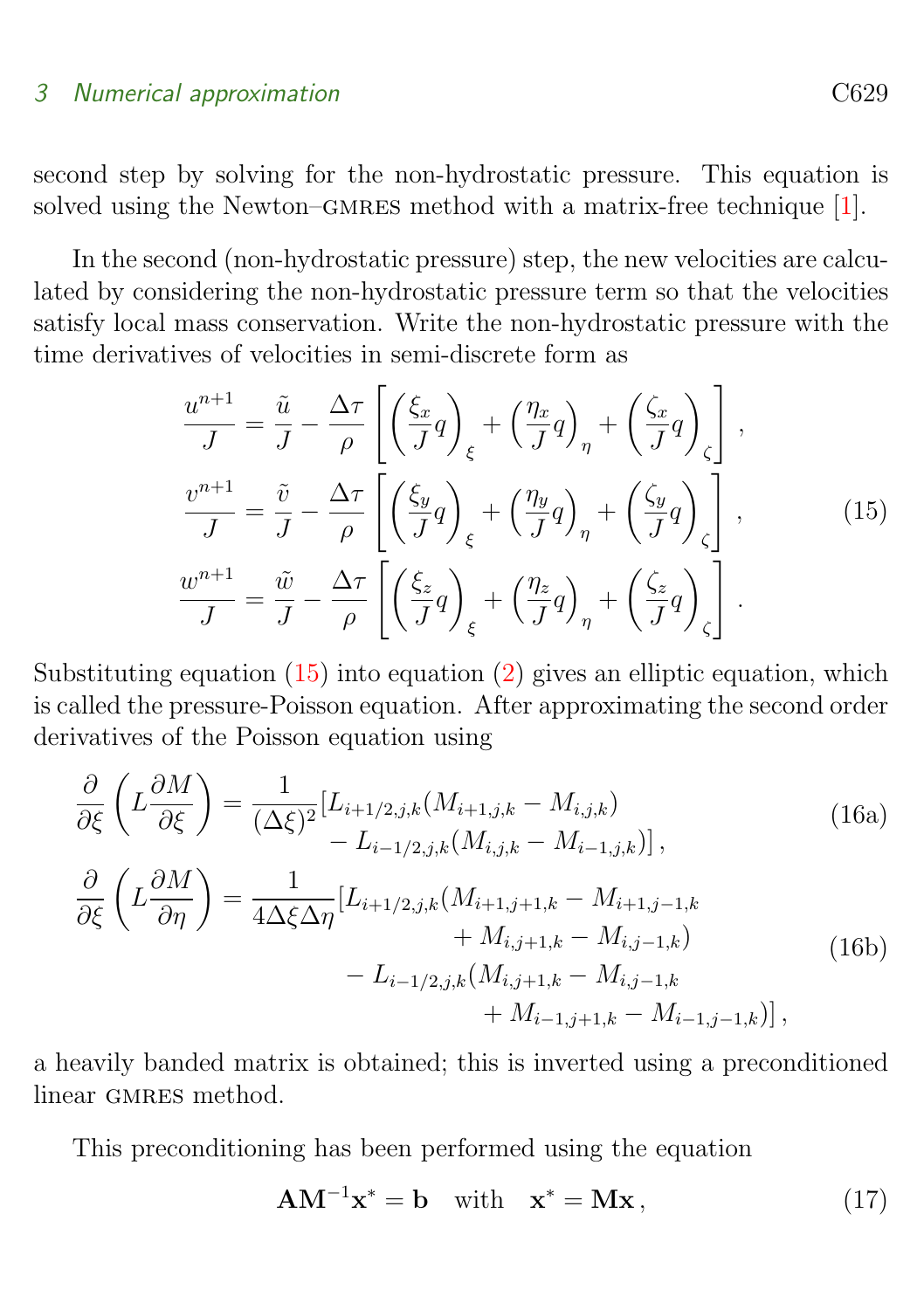second step by solving for the non-hydrostatic pressure. This equation is solved using the Newton–GMRES method with a matrix-free technique [1].

In the second (non-hydrostatic pressure) step, the new velocities are calculated by considering the non-hydrostatic pressure term so that the velocities satisfy local mass conservation. Write the non-hydrostatic pressure with the time derivatives of velocities in semi-discrete form as

$$
\begin{aligned}
\frac{u^{n+1}}{J} &= \frac{\tilde{u}}{J} - \frac{\Delta\tau}{\rho}\left[\left(\frac{\xi_x}{J}q\right)_\xi + \left(\frac{\eta_x}{J}q\right)_\eta + \left(\frac{\zeta_x}{J}q\right)_\zeta\right], \\
\frac{v^{n+1}}{J} &= \frac{\tilde{v}}{J} - \frac{\Delta\tau}{\rho}\left[\left(\frac{\xi_y}{J}q\right)_\xi + \left(\frac{\eta_y}{J}q\right)_\eta + \left(\frac{\zeta_y}{J}q\right)_\zeta\right], \\
\frac{w^{n+1}}{J} &= \frac{\tilde{w}}{J} - \frac{\Delta\tau}{\rho}\left[\left(\frac{\xi_z}{J}q\right)_\xi + \left(\frac{\eta_z}{J}q\right)_\eta + \left(\frac{\zeta_z}{J}q\right)_\zeta\right].
\end{aligned}
\tag{15}
$$

Substituting equation (15) into equation (2) gives an elliptic equation, which is called the pressure-Poisson equation. After approximating the second order derivatives of the Poisson equation using

$$
\begin{aligned}
\frac{\partial}{\partial\xi}\left(L\frac{\partial M}{\partial\xi}\right) = \frac{1}{(\Delta\xi)^2}[&L_{i+1/2,j,k}(M_{i+1,j,k} - M_{i,j,k}) \\
&- L_{i-1/2,j,k}(M_{i,j,k} - M_{i-1,j,k})],
\end{aligned}
\tag{16a}
$$

$$
\begin{aligned}
\frac{\partial}{\partial\xi}\left(L\frac{\partial M}{\partial\eta}\right) = \frac{1}{4\Delta\xi\Delta\eta}[&L_{i+1/2,j,k}(M_{i+1,j+1,k} - M_{i+1,j-1,k} \\
&\qquad + M_{i,j+1,k} - M_{i,j-1,k}) \\
&- L_{i-1/2,j,k}(M_{i,j+1,k} - M_{i,j-1,k} \\
&\qquad + M_{i-1,j+1,k} - M_{i-1,j-1,k})],
\end{aligned}
\tag{16b}
$$

a heavily banded matrix is obtained; this is inverted using a preconditioned linear GMRES method.

This preconditioning has been performed using the equation

$$
\mathbf{A}\mathbf{M}^{-1}\mathbf{x}^* = \mathbf{b} \quad \text{with} \quad \mathbf{x}^* = \mathbf{M}\mathbf{x}, \tag{17}
$$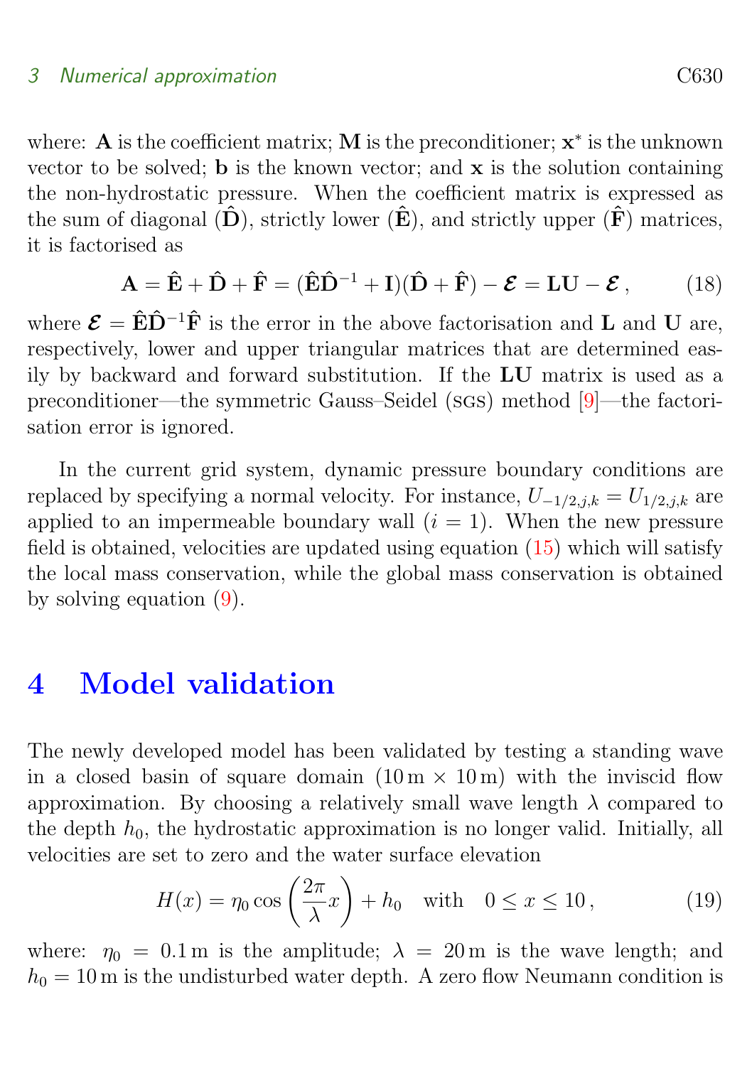where: $\mathbf{A}$ is the coefficient matrix; $\mathbf{M}$ is the preconditioner; $\mathbf{x}^*$ is the unknown vector to be solved; $\mathbf{b}$ is the known vector; and $\mathbf{x}$ is the solution containing the non-hydrostatic pressure. When the coefficient matrix is expressed as the sum of diagonal ($\hat{\mathbf{D}}$), strictly lower ($\hat{\mathbf{E}}$), and strictly upper ($\hat{\mathbf{F}}$) matrices, it is factorised as

$$\mathbf{A} = \hat{\mathbf{E}} + \hat{\mathbf{D}} + \hat{\mathbf{F}} = (\hat{\mathbf{E}}\hat{\mathbf{D}}^{-1} + \mathbf{I})(\hat{\mathbf{D}} + \hat{\mathbf{F}}) - \boldsymbol{\mathcal{E}} = \mathbf{L}\mathbf{U} - \boldsymbol{\mathcal{E}}\,, \tag{18}$$

where $\boldsymbol{\mathcal{E}} = \hat{\mathbf{E}}\hat{\mathbf{D}}^{-1}\hat{\mathbf{F}}$ is the error in the above factorisation and $\mathbf{L}$ and $\mathbf{U}$ are, respectively, lower and upper triangular matrices that are determined easily by backward and forward substitution. If the $\mathbf{LU}$ matrix is used as a preconditioner—the symmetric Gauss–Seidel (SGS) method [9]—the factorisation error is ignored.

In the current grid system, dynamic pressure boundary conditions are replaced by specifying a normal velocity. For instance, $U_{-1/2,j,k} = U_{1/2,j,k}$ are applied to an impermeable boundary wall ($i = 1$). When the new pressure field is obtained, velocities are updated using equation (15) which will satisfy the local mass conservation, while the global mass conservation is obtained by solving equation (9).

# 4 Model validation

The newly developed model has been validated by testing a standing wave in a closed basin of square domain ($10\,\mathrm{m} \times 10\,\mathrm{m}$) with the inviscid flow approximation. By choosing a relatively small wave length $\lambda$ compared to the depth $h_0$, the hydrostatic approximation is no longer valid. Initially, all velocities are set to zero and the water surface elevation

$$H(x) = \eta_0 \cos\left(\frac{2\pi}{\lambda}x\right) + h_0 \quad \text{with} \quad 0 \le x \le 10\,, \tag{19}$$

where: $\eta_0 = 0.1\,\mathrm{m}$ is the amplitude; $\lambda = 20\,\mathrm{m}$ is the wave length; and $h_0 = 10\,\mathrm{m}$ is the undisturbed water depth. A zero flow Neumann condition is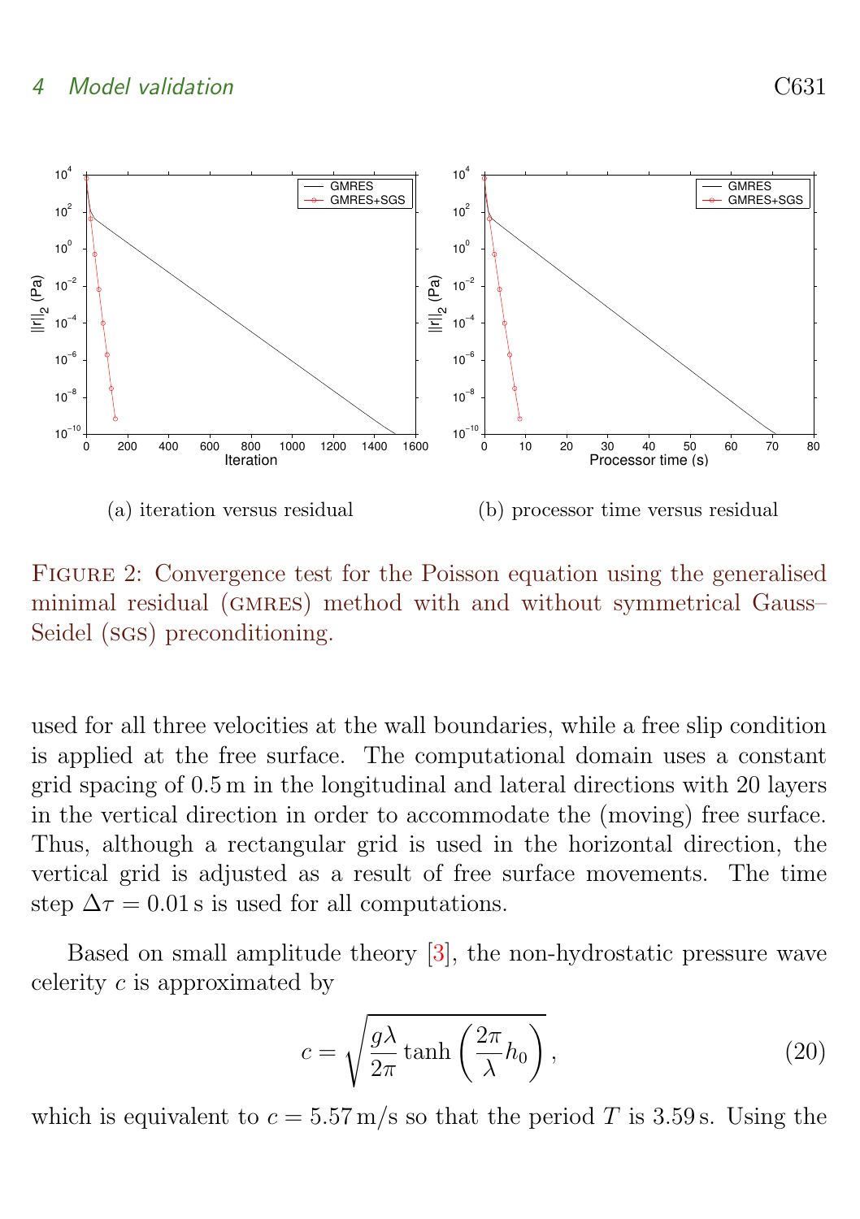(a) iteration versus residual

(b) processor time versus residual

Figure 2: Convergence test for the Poisson equation using the generalised minimal residual (GMRES) method with and without symmetrical Gauss–Seidel (SGS) preconditioning.

used for all three velocities at the wall boundaries, while a free slip condition is applied at the free surface. The computational domain uses a constant grid spacing of 0.5 m in the longitudinal and lateral directions with 20 layers in the vertical direction in order to accommodate the (moving) free surface. Thus, although a rectangular grid is used in the horizontal direction, the vertical grid is adjusted as a result of free surface movements. The time step $\Delta\tau = 0.01$ s is used for all computations.

Based on small amplitude theory [3], the non-hydrostatic pressure wave celerity $c$ is approximated by

$$c = \sqrt{\frac{g\lambda}{2\pi} \tanh\left(\frac{2\pi}{\lambda} h_0\right)}, \tag{20}$$

which is equivalent to $c = 5.57$ m/s so that the period $T$ is 3.59 s. Using the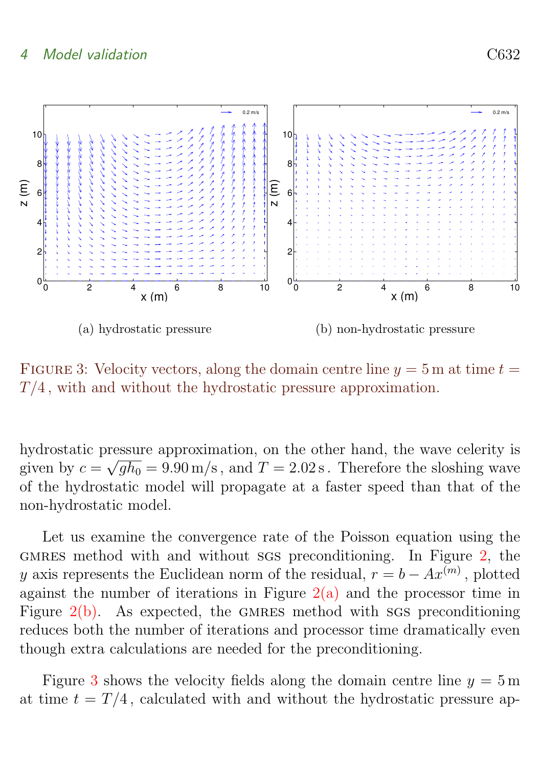FIGURE 3: Velocity vectors, along the domain centre line $y = 5\,\text{m}$ at time $t = T/4$, with and without the hydrostatic pressure approximation.

(a) hydrostatic pressure

(b) non-hydrostatic pressure

hydrostatic pressure approximation, on the other hand, the wave celerity is given by $c = \sqrt{gh_0} = 9.90\,\text{m/s}$, and $T = 2.02\,\text{s}$. Therefore the sloshing wave of the hydrostatic model will propagate at a faster speed than that of the non-hydrostatic model.

Let us examine the convergence rate of the Poisson equation using the GMRES method with and without SGS preconditioning. In Figure 2, the $y$ axis represents the Euclidean norm of the residual, $r = b - Ax^{(m)}$, plotted against the number of iterations in Figure 2(a) and the processor time in Figure 2(b). As expected, the GMRES method with SGS preconditioning reduces both the number of iterations and processor time dramatically even though extra calculations are needed for the preconditioning.

Figure 3 shows the velocity fields along the domain centre line $y = 5\,\text{m}$ at time $t = T/4$, calculated with and without the hydrostatic pressure ap-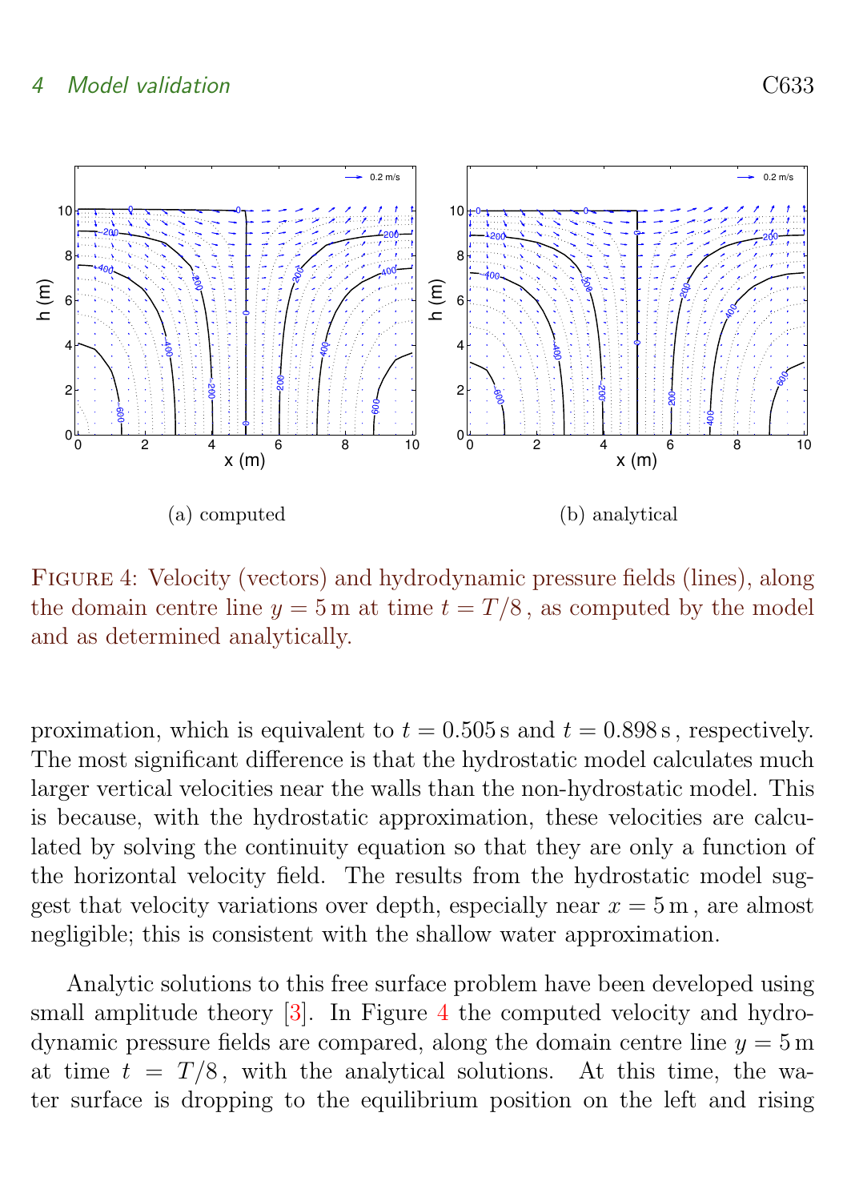(a) computed

(b) analytical

Figure 4: Velocity (vectors) and hydrodynamic pressure fields (lines), along the domain centre line $y = 5\,\mathrm{m}$ at time $t = T/8$, as computed by the model and as determined analytically.

proximation, which is equivalent to $t = 0.505\,\mathrm{s}$ and $t = 0.898\,\mathrm{s}$, respectively. The most significant difference is that the hydrostatic model calculates much larger vertical velocities near the walls than the non-hydrostatic model. This is because, with the hydrostatic approximation, these velocities are calculated by solving the continuity equation so that they are only a function of the horizontal velocity field. The results from the hydrostatic model suggest that velocity variations over depth, especially near $x = 5\,\mathrm{m}$, are almost negligible; this is consistent with the shallow water approximation.

Analytic solutions to this free surface problem have been developed using small amplitude theory [3]. In Figure 4 the computed velocity and hydrodynamic pressure fields are compared, along the domain centre line $y = 5\,\mathrm{m}$ at time $t = T/8$, with the analytical solutions. At this time, the water surface is dropping to the equilibrium position on the left and rising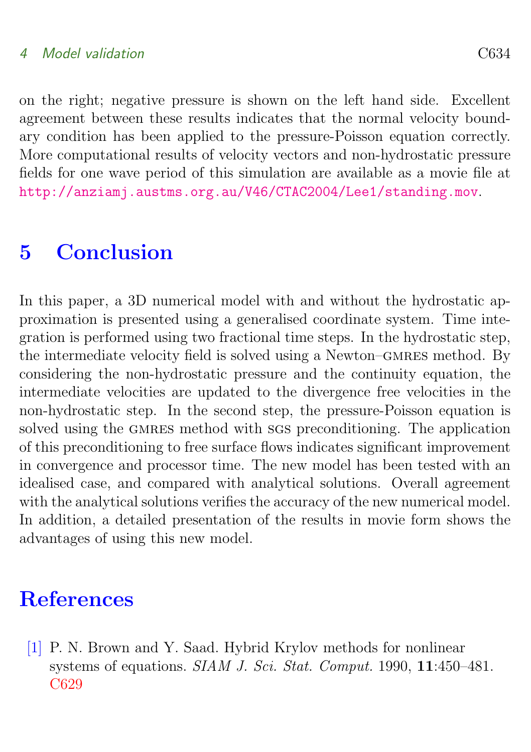on the right; negative pressure is shown on the left hand side. Excellent agreement between these results indicates that the normal velocity boundary condition has been applied to the pressure-Poisson equation correctly. More computational results of velocity vectors and non-hydrostatic pressure fields for one wave period of this simulation are available as a movie file at http://anziamj.austms.org.au/V46/CTAC2004/Lee1/standing.mov.

# 5 Conclusion

In this paper, a 3D numerical model with and without the hydrostatic approximation is presented using a generalised coordinate system. Time integration is performed using two fractional time steps. In the hydrostatic step, the intermediate velocity field is solved using a Newton–GMRES method. By considering the non-hydrostatic pressure and the continuity equation, the intermediate velocities are updated to the divergence free velocities in the non-hydrostatic step. In the second step, the pressure-Poisson equation is solved using the GMRES method with SGS preconditioning. The application of this preconditioning to free surface flows indicates significant improvement in convergence and processor time. The new model has been tested with an idealised case, and compared with analytical solutions. Overall agreement with the analytical solutions verifies the accuracy of the new numerical model. In addition, a detailed presentation of the results in movie form shows the advantages of using this new model.

# References

[1] P. N. Brown and Y. Saad. Hybrid Krylov methods for nonlinear systems of equations. *SIAM J. Sci. Stat. Comput.* 1990, **11**:450–481. C629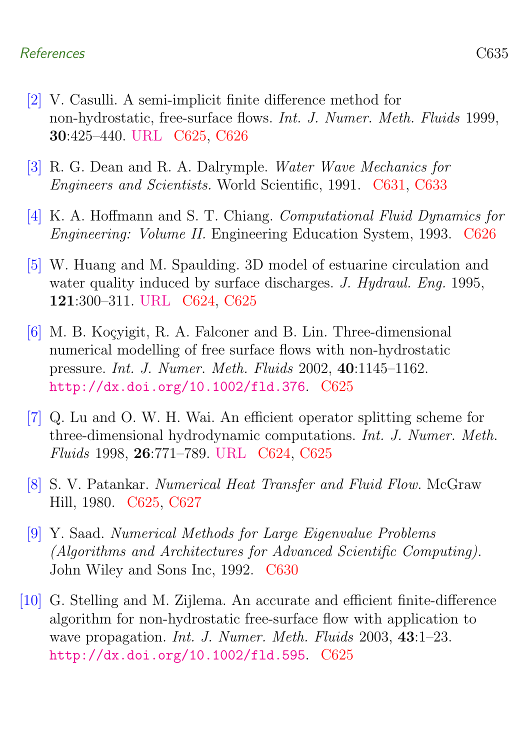[2] V. Casulli. A semi-implicit finite difference method for non-hydrostatic, free-surface flows. *Int. J. Numer. Meth. Fluids* 1999, **30**:425–440. URL C625, C626

[3] R. G. Dean and R. A. Dalrymple. *Water Wave Mechanics for Engineers and Scientists.* World Scientific, 1991. C631, C633

[4] K. A. Hoffmann and S. T. Chiang. *Computational Fluid Dynamics for Engineering: Volume II.* Engineering Education System, 1993. C626

[5] W. Huang and M. Spaulding. 3D model of estuarine circulation and water quality induced by surface discharges. *J. Hydraul. Eng.* 1995, **121**:300–311. URL C624, C625

[6] M. B. Koçyigit, R. A. Falconer and B. Lin. Three-dimensional numerical modelling of free surface flows with non-hydrostatic pressure. *Int. J. Numer. Meth. Fluids* 2002, **40**:1145–1162. `http://dx.doi.org/10.1002/fld.376`. C625

[7] Q. Lu and O. W. H. Wai. An efficient operator splitting scheme for three-dimensional hydrodynamic computations. *Int. J. Numer. Meth. Fluids* 1998, **26**:771–789. URL C624, C625

[8] S. V. Patankar. *Numerical Heat Transfer and Fluid Flow.* McGraw Hill, 1980. C625, C627

[9] Y. Saad. *Numerical Methods for Large Eigenvalue Problems (Algorithms and Architectures for Advanced Scientific Computing).* John Wiley and Sons Inc, 1992. C630

[10] G. Stelling and M. Zijlema. An accurate and efficient finite-difference algorithm for non-hydrostatic free-surface flow with application to wave propagation. *Int. J. Numer. Meth. Fluids* 2003, **43**:1–23. `http://dx.doi.org/10.1002/fld.595`. C625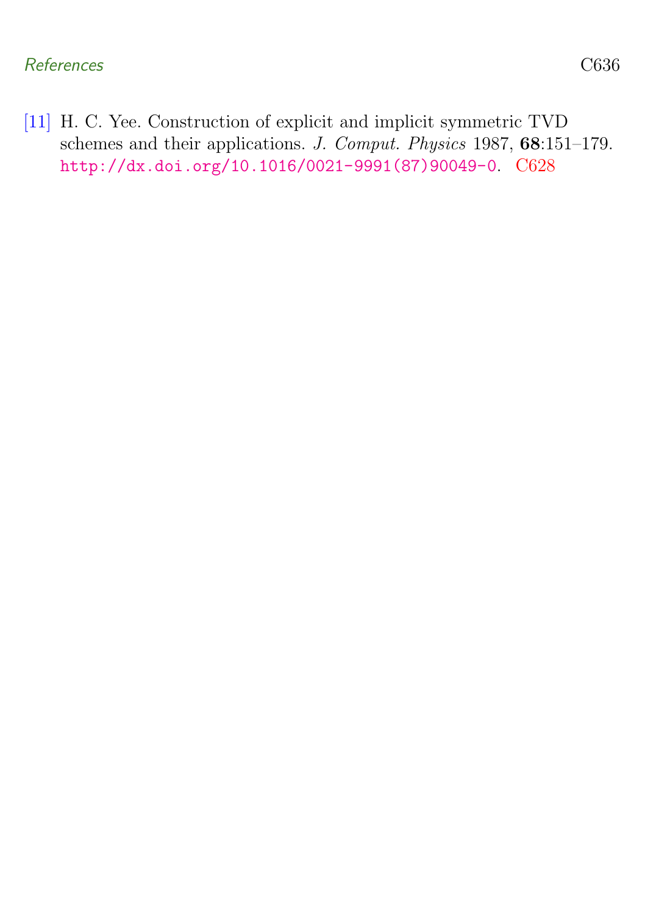[11] H. C. Yee. Construction of explicit and implicit symmetric TVD schemes and their applications. *J. Comput. Physics* 1987, **68**:151–179. http://dx.doi.org/10.1016/0021-9991(87)90049-0. C628